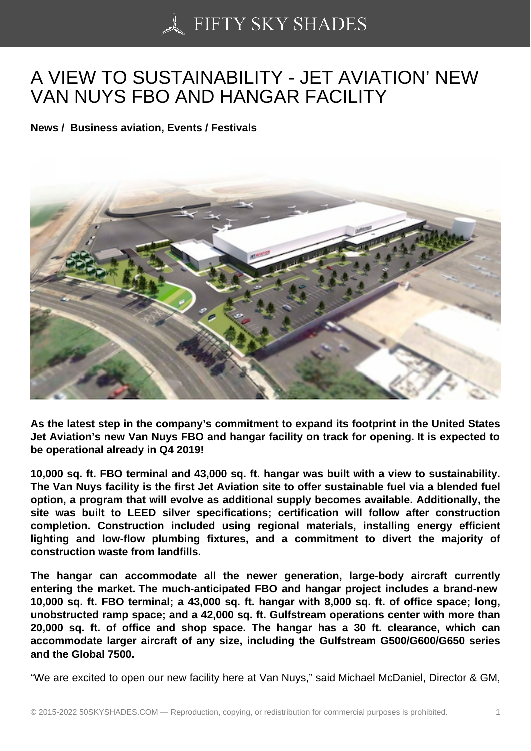# A VIEW TO SUSTAINABILITY - JET AVIATION' NEW VAN NUYS FBO AND HANGAR FACILITY

**News / Business aviation, Events / Festivals**

**As the latest step in the company's commitment to expand its footprint in the United States Jet Aviation's new Van Nuys FBO and hangar facility on track for opening. It is expected to be operational already in Q4 2019!**

**10,000 sq. ft. FBO terminal and 43,000 sq. ft. hangar was built with a view to sustainability. The Van Nuys facility is the first Jet Aviation site to offer sustainable fuel via a blended fuel option, a program that will evolve as additional supply becomes available. Additionally, the site was built to LEED silver specifications; certification will follow after construction completion. Construction included using regional materials, installing energy efficient lighting and low-flow plumbing fixtures, and a commitment to divert the majority of construction waste from landfills.**

**The hangar can accommodate all the newer generation, large-body aircraft currently entering the market. The much-anticipated FBO and hangar project includes a brand-new 10,000 sq. ft. FBO terminal; a 43,000 sq. ft. hangar with 8,000 sq. ft. of office space; long, unobstructed ramp space; and a 42,000 sq. ft. Gulfstream operations center with more than 20,000 sq. ft. of office and shop space. The hangar has a 30 ft. clearance, which can accommodate larger aircraft of any size, including the Gulfstream G500/G600/G650 series and the Global 7500.**

"We are excited to open our new facility here at Van Nuys," said Michael McDaniel, Director & GM,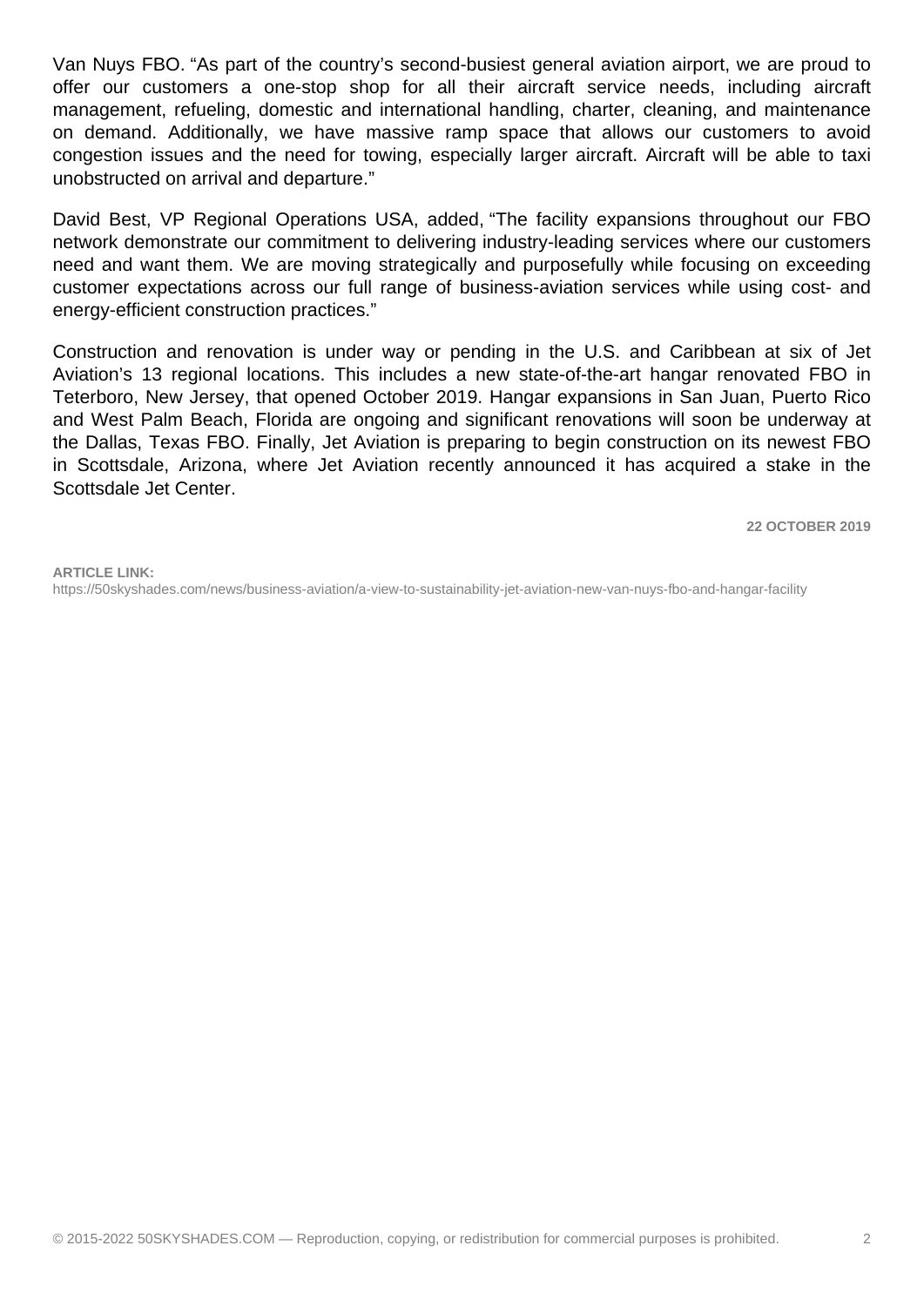Van Nuys FBO. “As part of the country’s second-busiest general aviation airport, we are proud to offer our customers a one-stop shop for all their aircraft service needs, including aircraft management, refueling, domestic and international handling, charter, cleaning, and maintenance on demand. Additionally, we have massive ramp space that allows our customers to avoid congestion issues and the need for towing, especially larger aircraft. Aircraft will be able to taxi unobstructed on arrival and departure.”

David Best, VP Regional Operations USA, added, “The facility expansions throughout our FBO network demonstrate our commitment to delivering industry-leading services where our customers need and want them. We are moving strategically and purposefully while focusing on exceeding customer expectations across our full range of business-aviation services while using cost- and energy-efficient construction practices.”

Construction and renovation is under way or pending in the U.S. and Caribbean at six of Jet Aviation’s 13 regional locations. This includes a new state-of-the-art hangar renovated FBO in Teterboro, New Jersey, that opened October 2019. Hangar expansions in San Juan, Puerto Rico and West Palm Beach, Florida are ongoing and significant renovations will soon be underway at the Dallas, Texas FBO. Finally, Jet Aviation is preparing to begin construction on its newest FBO in Scottsdale, Arizona, where Jet Aviation recently announced it has acquired a stake in the Scottsdale Jet Center.

**22 OCTOBER 2019**

**ARTICLE LINK:**
https://50skyshades.com/news/business-aviation/a-view-to-sustainability-jet-aviation-new-van-nuys-fbo-and-hangar-facility